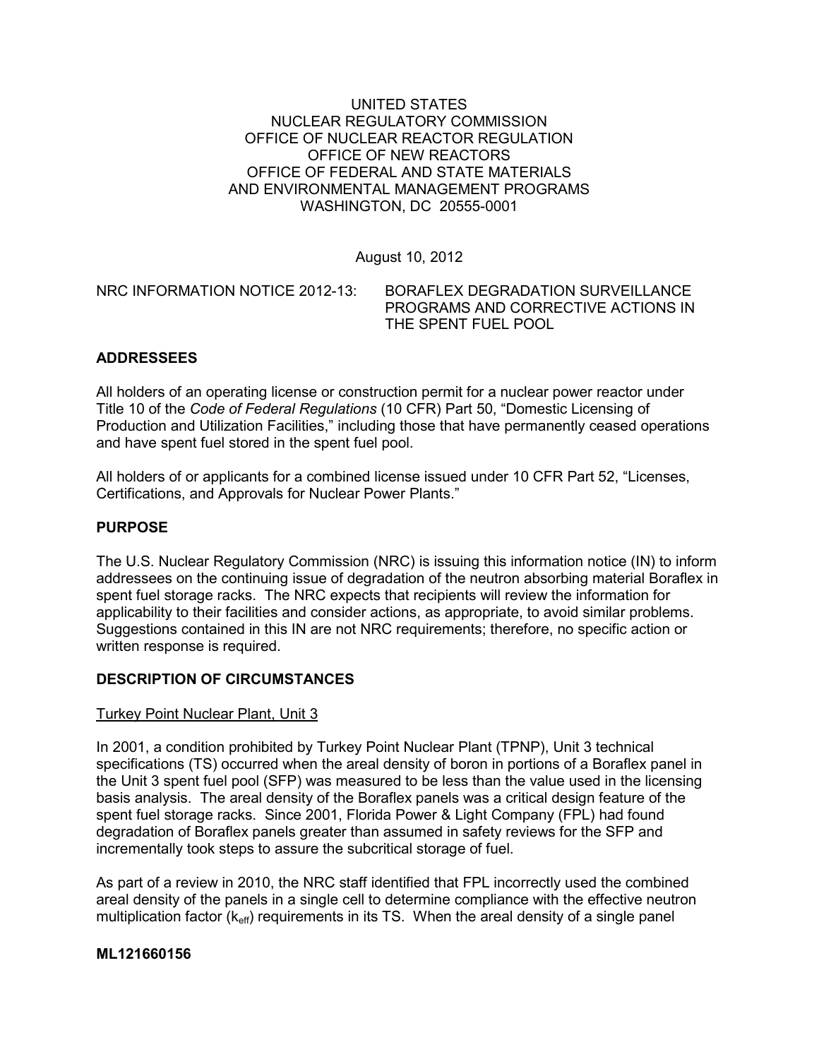UNITED STATES
NUCLEAR REGULATORY COMMISSION
OFFICE OF NUCLEAR REACTOR REGULATION
OFFICE OF NEW REACTORS
OFFICE OF FEDERAL AND STATE MATERIALS
AND ENVIRONMENTAL MANAGEMENT PROGRAMS
WASHINGTON, DC 20555-0001

August 10, 2012

NRC INFORMATION NOTICE 2012-13: BORAFLEX DEGRADATION SURVEILLANCE PROGRAMS AND CORRECTIVE ACTIONS IN THE SPENT FUEL POOL

## ADDRESSEES

All holders of an operating license or construction permit for a nuclear power reactor under Title 10 of the *Code of Federal Regulations* (10 CFR) Part 50, "Domestic Licensing of Production and Utilization Facilities," including those that have permanently ceased operations and have spent fuel stored in the spent fuel pool.

All holders of or applicants for a combined license issued under 10 CFR Part 52, "Licenses, Certifications, and Approvals for Nuclear Power Plants."

## PURPOSE

The U.S. Nuclear Regulatory Commission (NRC) is issuing this information notice (IN) to inform addressees on the continuing issue of degradation of the neutron absorbing material Boraflex in spent fuel storage racks. The NRC expects that recipients will review the information for applicability to their facilities and consider actions, as appropriate, to avoid similar problems. Suggestions contained in this IN are not NRC requirements; therefore, no specific action or written response is required.

## DESCRIPTION OF CIRCUMSTANCES

Turkey Point Nuclear Plant, Unit 3

In 2001, a condition prohibited by Turkey Point Nuclear Plant (TPNP), Unit 3 technical specifications (TS) occurred when the areal density of boron in portions of a Boraflex panel in the Unit 3 spent fuel pool (SFP) was measured to be less than the value used in the licensing basis analysis. The areal density of the Boraflex panels was a critical design feature of the spent fuel storage racks. Since 2001, Florida Power & Light Company (FPL) had found degradation of Boraflex panels greater than assumed in safety reviews for the SFP and incrementally took steps to assure the subcritical storage of fuel.

As part of a review in 2010, the NRC staff identified that FPL incorrectly used the combined areal density of the panels in a single cell to determine compliance with the effective neutron multiplication factor ($k_{eff}$) requirements in its TS. When the areal density of a single panel

**ML121660156**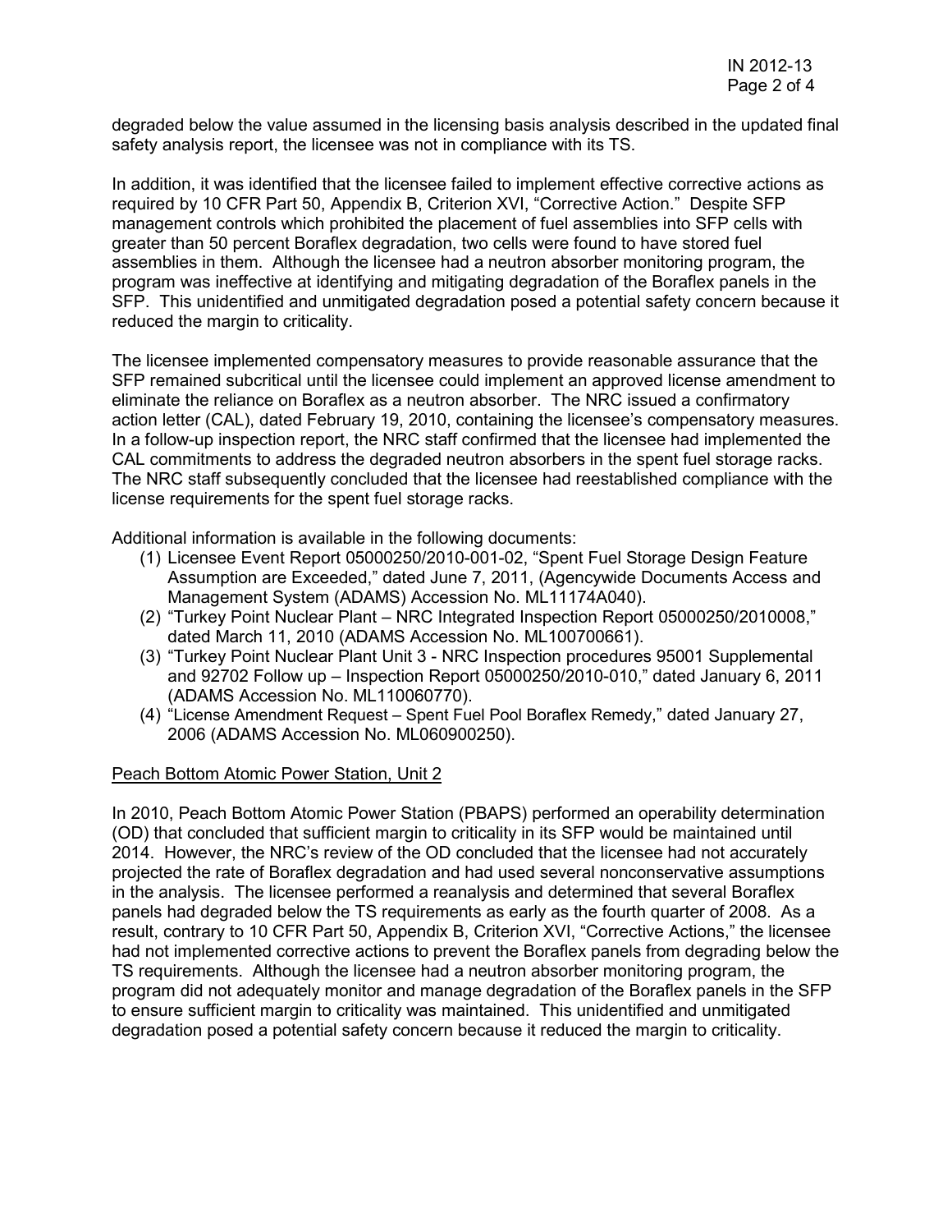degraded below the value assumed in the licensing basis analysis described in the updated final safety analysis report, the licensee was not in compliance with its TS.

In addition, it was identified that the licensee failed to implement effective corrective actions as required by 10 CFR Part 50, Appendix B, Criterion XVI, "Corrective Action." Despite SFP management controls which prohibited the placement of fuel assemblies into SFP cells with greater than 50 percent Boraflex degradation, two cells were found to have stored fuel assemblies in them. Although the licensee had a neutron absorber monitoring program, the program was ineffective at identifying and mitigating degradation of the Boraflex panels in the SFP. This unidentified and unmitigated degradation posed a potential safety concern because it reduced the margin to criticality.

The licensee implemented compensatory measures to provide reasonable assurance that the SFP remained subcritical until the licensee could implement an approved license amendment to eliminate the reliance on Boraflex as a neutron absorber. The NRC issued a confirmatory action letter (CAL), dated February 19, 2010, containing the licensee's compensatory measures. In a follow-up inspection report, the NRC staff confirmed that the licensee had implemented the CAL commitments to address the degraded neutron absorbers in the spent fuel storage racks. The NRC staff subsequently concluded that the licensee had reestablished compliance with the license requirements for the spent fuel storage racks.

Additional information is available in the following documents:

1. Licensee Event Report 05000250/2010-001-02, "Spent Fuel Storage Design Feature Assumption are Exceeded," dated June 7, 2011, (Agencywide Documents Access and Management System (ADAMS) Accession No. ML11174A040).
2. "Turkey Point Nuclear Plant – NRC Integrated Inspection Report 05000250/2010008," dated March 11, 2010 (ADAMS Accession No. ML100700661).
3. "Turkey Point Nuclear Plant Unit 3 - NRC Inspection procedures 95001 Supplemental and 92702 Follow up – Inspection Report 05000250/2010-010," dated January 6, 2011 (ADAMS Accession No. ML110060770).
4. "License Amendment Request – Spent Fuel Pool Boraflex Remedy," dated January 27, 2006 (ADAMS Accession No. ML060900250).

Peach Bottom Atomic Power Station, Unit 2

In 2010, Peach Bottom Atomic Power Station (PBAPS) performed an operability determination (OD) that concluded that sufficient margin to criticality in its SFP would be maintained until 2014. However, the NRC's review of the OD concluded that the licensee had not accurately projected the rate of Boraflex degradation and had used several nonconservative assumptions in the analysis. The licensee performed a reanalysis and determined that several Boraflex panels had degraded below the TS requirements as early as the fourth quarter of 2008. As a result, contrary to 10 CFR Part 50, Appendix B, Criterion XVI, "Corrective Actions," the licensee had not implemented corrective actions to prevent the Boraflex panels from degrading below the TS requirements. Although the licensee had a neutron absorber monitoring program, the program did not adequately monitor and manage degradation of the Boraflex panels in the SFP to ensure sufficient margin to criticality was maintained. This unidentified and unmitigated degradation posed a potential safety concern because it reduced the margin to criticality.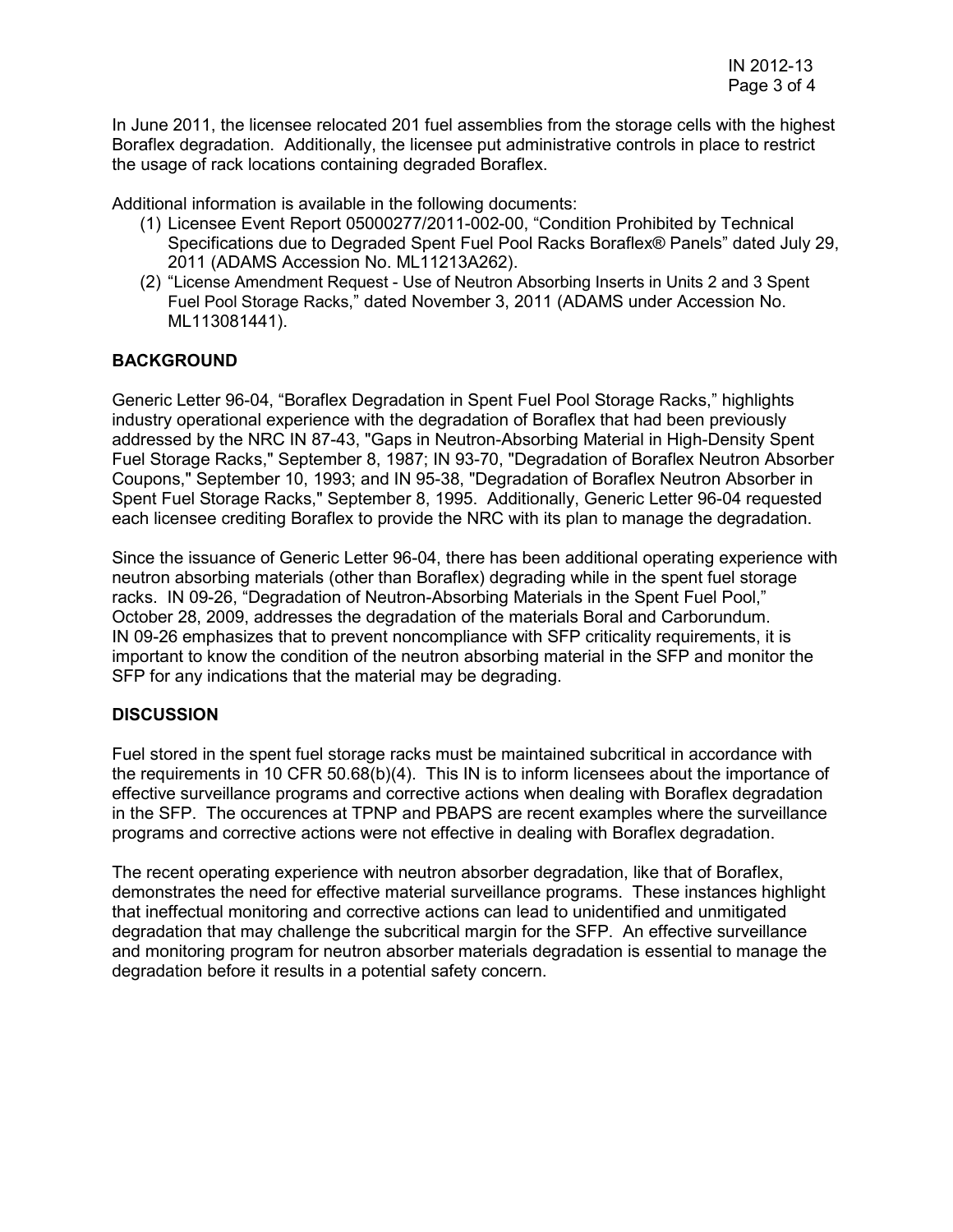In June 2011, the licensee relocated 201 fuel assemblies from the storage cells with the highest Boraflex degradation. Additionally, the licensee put administrative controls in place to restrict the usage of rack locations containing degraded Boraflex.

Additional information is available in the following documents:

1. Licensee Event Report 05000277/2011-002-00, "Condition Prohibited by Technical Specifications due to Degraded Spent Fuel Pool Racks Boraflex® Panels" dated July 29, 2011 (ADAMS Accession No. ML11213A262).
2. "License Amendment Request - Use of Neutron Absorbing Inserts in Units 2 and 3 Spent Fuel Pool Storage Racks," dated November 3, 2011 (ADAMS under Accession No. ML113081441).

## BACKGROUND

Generic Letter 96-04, "Boraflex Degradation in Spent Fuel Pool Storage Racks," highlights industry operational experience with the degradation of Boraflex that had been previously addressed by the NRC IN 87-43, "Gaps in Neutron-Absorbing Material in High-Density Spent Fuel Storage Racks," September 8, 1987; IN 93-70, "Degradation of Boraflex Neutron Absorber Coupons," September 10, 1993; and IN 95-38, "Degradation of Boraflex Neutron Absorber in Spent Fuel Storage Racks," September 8, 1995. Additionally, Generic Letter 96-04 requested each licensee crediting Boraflex to provide the NRC with its plan to manage the degradation.

Since the issuance of Generic Letter 96-04, there has been additional operating experience with neutron absorbing materials (other than Boraflex) degrading while in the spent fuel storage racks. IN 09-26, "Degradation of Neutron-Absorbing Materials in the Spent Fuel Pool," October 28, 2009, addresses the degradation of the materials Boral and Carborundum. IN 09-26 emphasizes that to prevent noncompliance with SFP criticality requirements, it is important to know the condition of the neutron absorbing material in the SFP and monitor the SFP for any indications that the material may be degrading.

## DISCUSSION

Fuel stored in the spent fuel storage racks must be maintained subcritical in accordance with the requirements in 10 CFR 50.68(b)(4). This IN is to inform licensees about the importance of effective surveillance programs and corrective actions when dealing with Boraflex degradation in the SFP. The occurences at TPNP and PBAPS are recent examples where the surveillance programs and corrective actions were not effective in dealing with Boraflex degradation.

The recent operating experience with neutron absorber degradation, like that of Boraflex, demonstrates the need for effective material surveillance programs. These instances highlight that ineffectual monitoring and corrective actions can lead to unidentified and unmitigated degradation that may challenge the subcritical margin for the SFP. An effective surveillance and monitoring program for neutron absorber materials degradation is essential to manage the degradation before it results in a potential safety concern.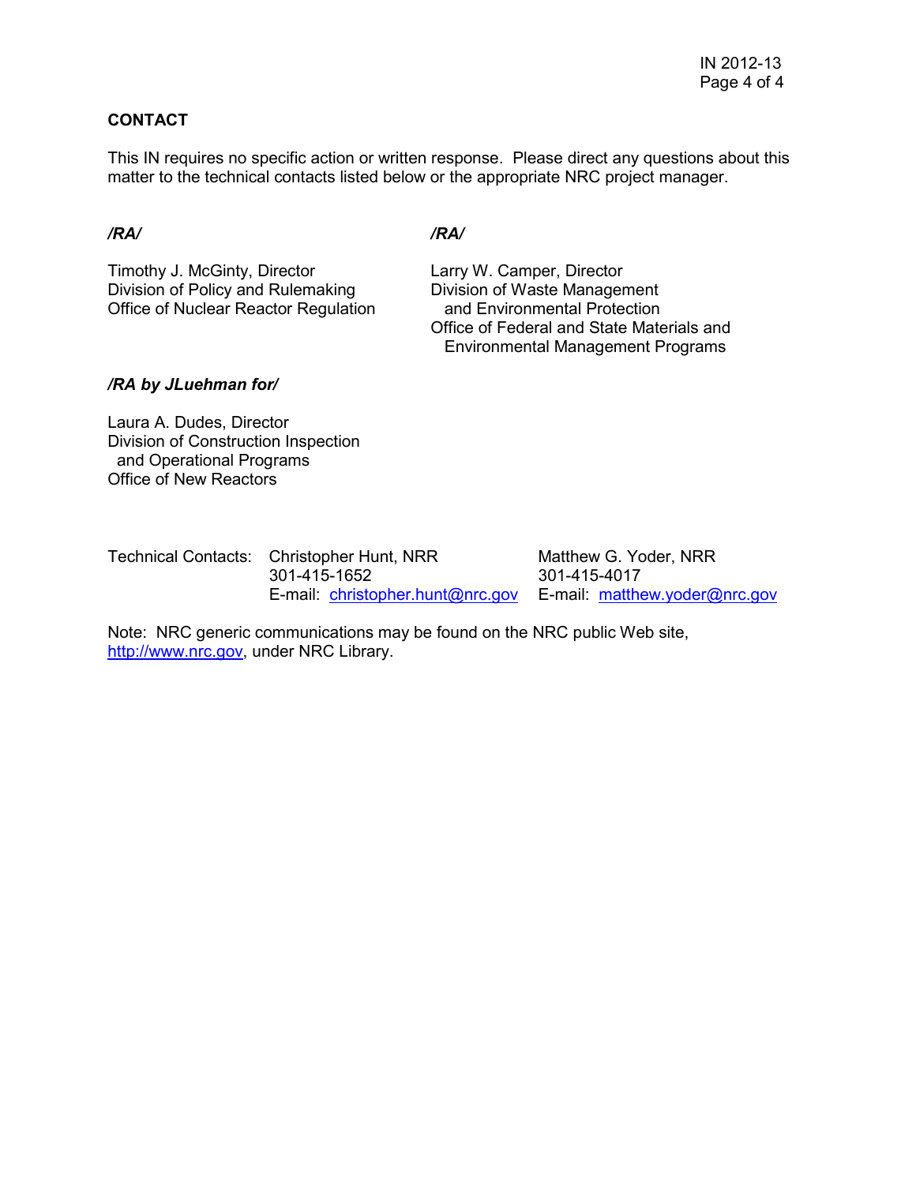## CONTACT

This IN requires no specific action or written response. Please direct any questions about this matter to the technical contacts listed below or the appropriate NRC project manager.

*/RA/*

Timothy J. McGinty, Director
Division of Policy and Rulemaking
Office of Nuclear Reactor Regulation

*/RA/*

Larry W. Camper, Director
Division of Waste Management
and Environmental Protection
Office of Federal and State Materials and
Environmental Management Programs

***/RA by JLuehman for/***

Laura A. Dudes, Director
Division of Construction Inspection
and Operational Programs
Office of New Reactors

Technical Contacts:

Christopher Hunt, NRR
301-415-1652
E-mail: christopher.hunt@nrc.gov

Matthew G. Yoder, NRR
301-415-4017
E-mail: matthew.yoder@nrc.gov

Note: NRC generic communications may be found on the NRC public Web site, http://www.nrc.gov, under NRC Library.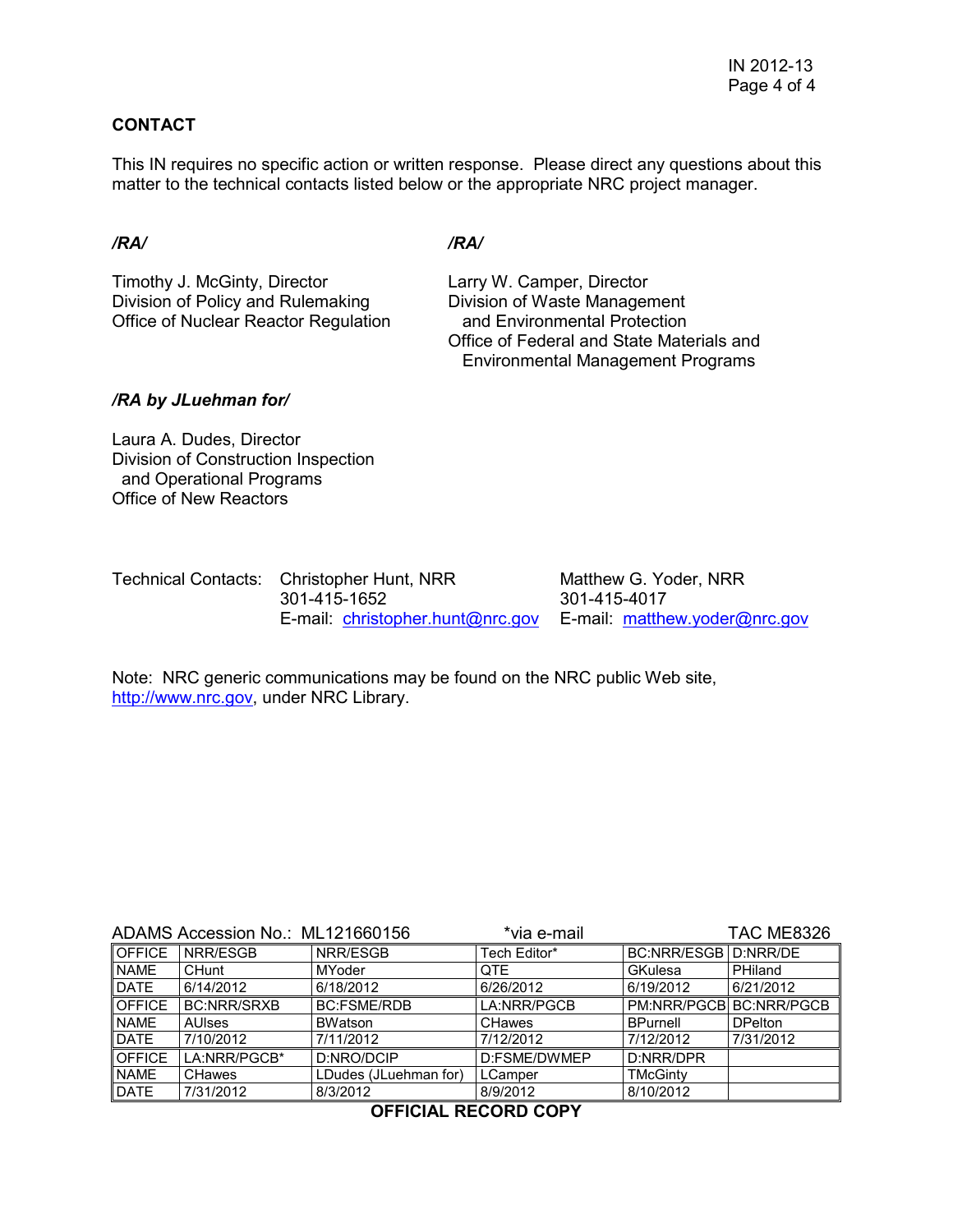## CONTACT

This IN requires no specific action or written response. Please direct any questions about this matter to the technical contacts listed below or the appropriate NRC project manager.

*/RA/*

Timothy J. McGinty, Director
Division of Policy and Rulemaking
Office of Nuclear Reactor Regulation

*/RA/*

Larry W. Camper, Director
Division of Waste Management
and Environmental Protection
Office of Federal and State Materials and
Environmental Management Programs

***/RA by JLuehman for/***

Laura A. Dudes, Director
Division of Construction Inspection
and Operational Programs
Office of New Reactors

Technical Contacts:

Christopher Hunt, NRR
301-415-1652
E-mail: christopher.hunt@nrc.gov

Matthew G. Yoder, NRR
301-415-4017
E-mail: matthew.yoder@nrc.gov

Note: NRC generic communications may be found on the NRC public Web site, http://www.nrc.gov, under NRC Library.

ADAMS Accession No.: ML121660156 *via e-mail TAC ME8326

| OFFICE | NRR/ESGB | NRR/ESGB | Tech Editor* | BC:NRR/ESGB | D:NRR/DE |
|---|---|---|---|---|---|
| NAME | CHunt | MYoder | QTE | GKulesa | PHiland |
| DATE | 6/14/2012 | 6/18/2012 | 6/26/2012 | 6/19/2012 | 6/21/2012 |
| OFFICE | BC:NRR/SRXB | BC:FSME/RDB | LA:NRR/PGCB | PM:NRR/PGCB | BC:NRR/PGCB |
| NAME | AUlses | BWatson | CHawes | BPurnell | DPelton |
| DATE | 7/10/2012 | 7/11/2012 | 7/12/2012 | 7/12/2012 | 7/31/2012 |
| OFFICE | LA:NRR/PGCB* | D:NRO/DCIP | D:FSME/DWMEP | D:NRR/DPR | |
| NAME | CHawes | LDudes (JLuehman for) | LCamper | TMcGinty | |
| DATE | 7/31/2012 | 8/3/2012 | 8/9/2012 | 8/10/2012 | |

**OFFICIAL RECORD COPY**